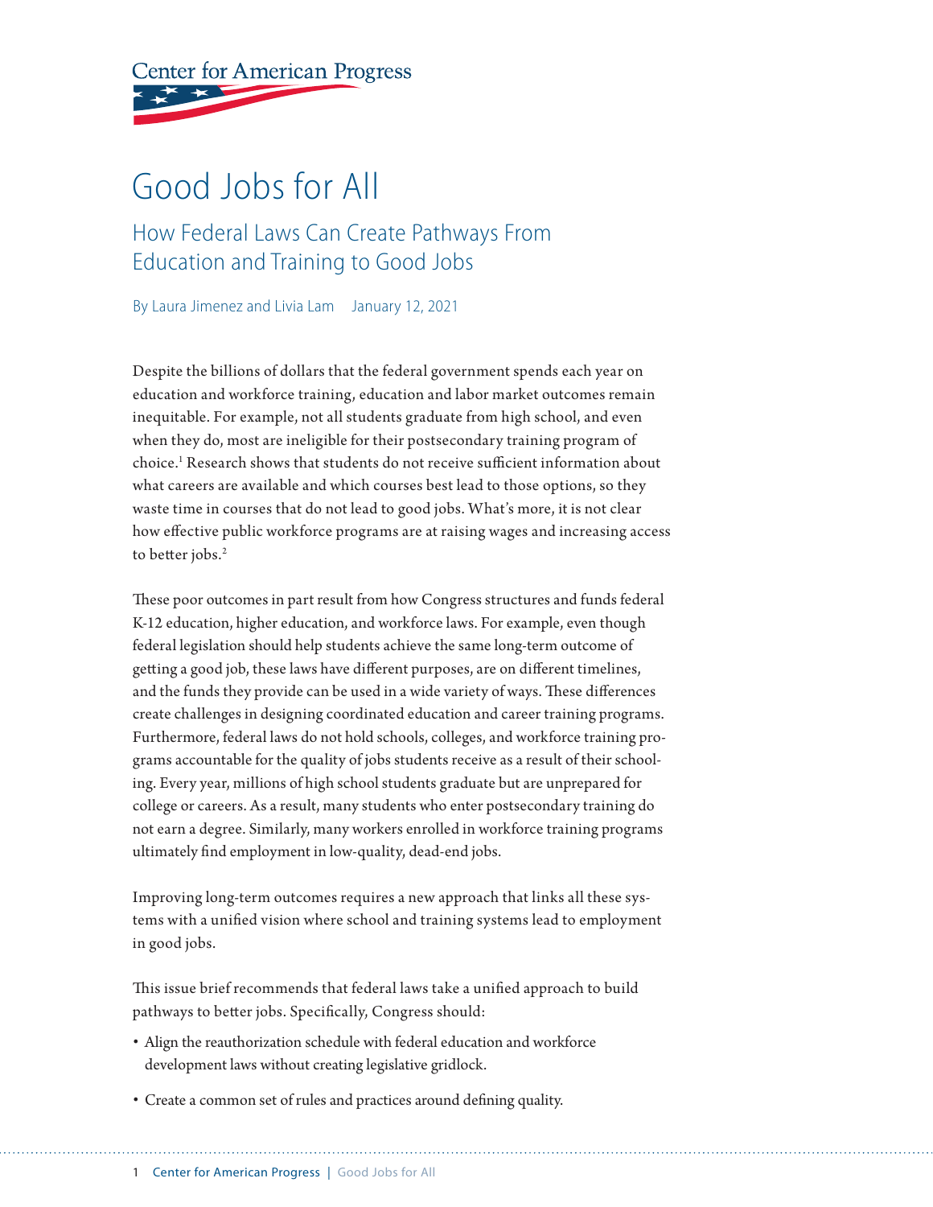Center for American Progress

# Good Jobs for All

## How Federal Laws Can Create Pathways From Education and Training to Good Jobs

By Laura Jimenez and Livia Lam January 12, 2021

Despite the billions of dollars that the federal government spends each year on education and workforce training, education and labor market outcomes remain inequitable. For example, not all students graduate from high school, and even when they do, most are ineligible for their postsecondary training program of choice.[1] Research shows that students do not receive sufficient information about what careers are available and which courses best lead to those options, so they waste time in courses that do not lead to good jobs. What's more, it is not clear how effective public workforce programs are at raising wages and increasing access to better jobs.[2]

These poor outcomes in part result from how Congress structures and funds federal K-12 education, higher education, and workforce laws. For example, even though federal legislation should help students achieve the same long-term outcome of getting a good job, these laws have different purposes, are on different timelines, and the funds they provide can be used in a wide variety of ways. These differences create challenges in designing coordinated education and career training programs. Furthermore, federal laws do not hold schools, colleges, and workforce training programs accountable for the quality of jobs students receive as a result of their schooling. Every year, millions of high school students graduate but are unprepared for college or careers. As a result, many students who enter postsecondary training do not earn a degree. Similarly, many workers enrolled in workforce training programs ultimately find employment in low-quality, dead-end jobs.

Improving long-term outcomes requires a new approach that links all these systems with a unified vision where school and training systems lead to employment in good jobs.

This issue brief recommends that federal laws take a unified approach to build pathways to better jobs. Specifically, Congress should:

- Align the reauthorization schedule with federal education and workforce development laws without creating legislative gridlock.
- Create a common set of rules and practices around defining quality.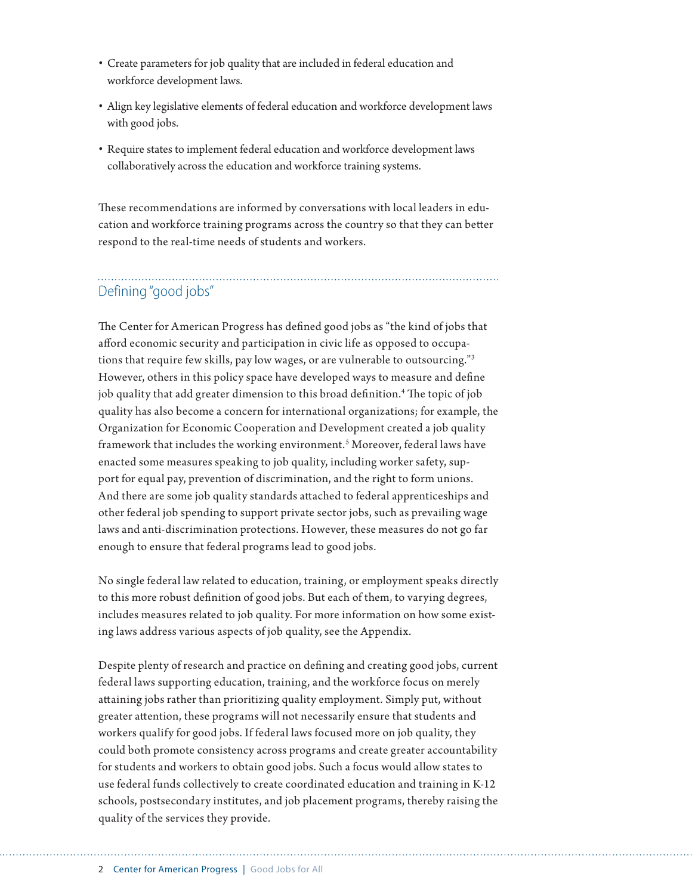- Create parameters for job quality that are included in federal education and workforce development laws.
- Align key legislative elements of federal education and workforce development laws with good jobs.
- Require states to implement federal education and workforce development laws collaboratively across the education and workforce training systems.

These recommendations are informed by conversations with local leaders in education and workforce training programs across the country so that they can better respond to the real-time needs of students and workers.

## Defining "good jobs"

The Center for American Progress has defined good jobs as "the kind of jobs that afford economic security and participation in civic life as opposed to occupations that require few skills, pay low wages, or are vulnerable to outsourcing."[3] However, others in this policy space have developed ways to measure and define job quality that add greater dimension to this broad definition.[4] The topic of job quality has also become a concern for international organizations; for example, the Organization for Economic Cooperation and Development created a job quality framework that includes the working environment.[5] Moreover, federal laws have enacted some measures speaking to job quality, including worker safety, support for equal pay, prevention of discrimination, and the right to form unions. And there are some job quality standards attached to federal apprenticeships and other federal job spending to support private sector jobs, such as prevailing wage laws and anti-discrimination protections. However, these measures do not go far enough to ensure that federal programs lead to good jobs.

No single federal law related to education, training, or employment speaks directly to this more robust definition of good jobs. But each of them, to varying degrees, includes measures related to job quality. For more information on how some existing laws address various aspects of job quality, see the Appendix.

Despite plenty of research and practice on defining and creating good jobs, current federal laws supporting education, training, and the workforce focus on merely attaining jobs rather than prioritizing quality employment. Simply put, without greater attention, these programs will not necessarily ensure that students and workers qualify for good jobs. If federal laws focused more on job quality, they could both promote consistency across programs and create greater accountability for students and workers to obtain good jobs. Such a focus would allow states to use federal funds collectively to create coordinated education and training in K-12 schools, postsecondary institutes, and job placement programs, thereby raising the quality of the services they provide.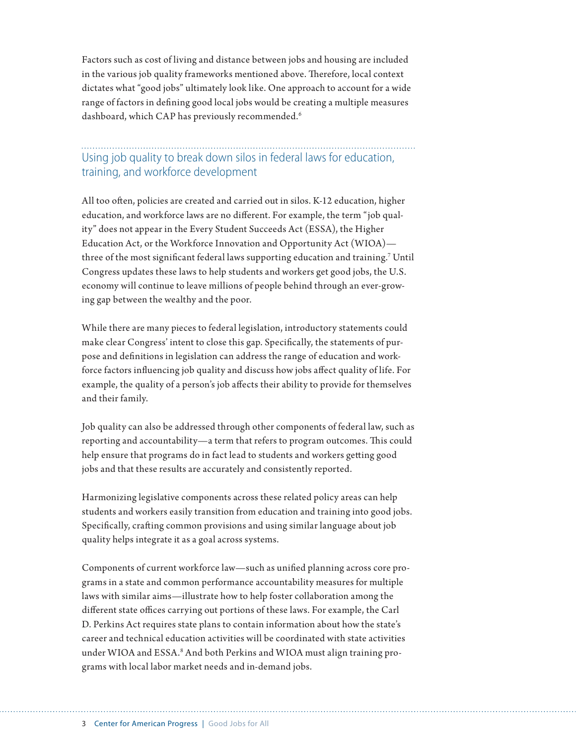Factors such as cost of living and distance between jobs and housing are included in the various job quality frameworks mentioned above. Therefore, local context dictates what "good jobs" ultimately look like. One approach to account for a wide range of factors in defining good local jobs would be creating a multiple measures dashboard, which CAP has previously recommended.[6]

## Using job quality to break down silos in federal laws for education, training, and workforce development

All too often, policies are created and carried out in silos. K-12 education, higher education, and workforce laws are no different. For example, the term "job quality" does not appear in the Every Student Succeeds Act (ESSA), the Higher Education Act, or the Workforce Innovation and Opportunity Act (WIOA)—three of the most significant federal laws supporting education and training.[7] Until Congress updates these laws to help students and workers get good jobs, the U.S. economy will continue to leave millions of people behind through an ever-growing gap between the wealthy and the poor.

While there are many pieces to federal legislation, introductory statements could make clear Congress' intent to close this gap. Specifically, the statements of purpose and definitions in legislation can address the range of education and workforce factors influencing job quality and discuss how jobs affect quality of life. For example, the quality of a person's job affects their ability to provide for themselves and their family.

Job quality can also be addressed through other components of federal law, such as reporting and accountability—a term that refers to program outcomes. This could help ensure that programs do in fact lead to students and workers getting good jobs and that these results are accurately and consistently reported.

Harmonizing legislative components across these related policy areas can help students and workers easily transition from education and training into good jobs. Specifically, crafting common provisions and using similar language about job quality helps integrate it as a goal across systems.

Components of current workforce law—such as unified planning across core programs in a state and common performance accountability measures for multiple laws with similar aims—illustrate how to help foster collaboration among the different state offices carrying out portions of these laws. For example, the Carl D. Perkins Act requires state plans to contain information about how the state's career and technical education activities will be coordinated with state activities under WIOA and ESSA.[8] And both Perkins and WIOA must align training programs with local labor market needs and in-demand jobs.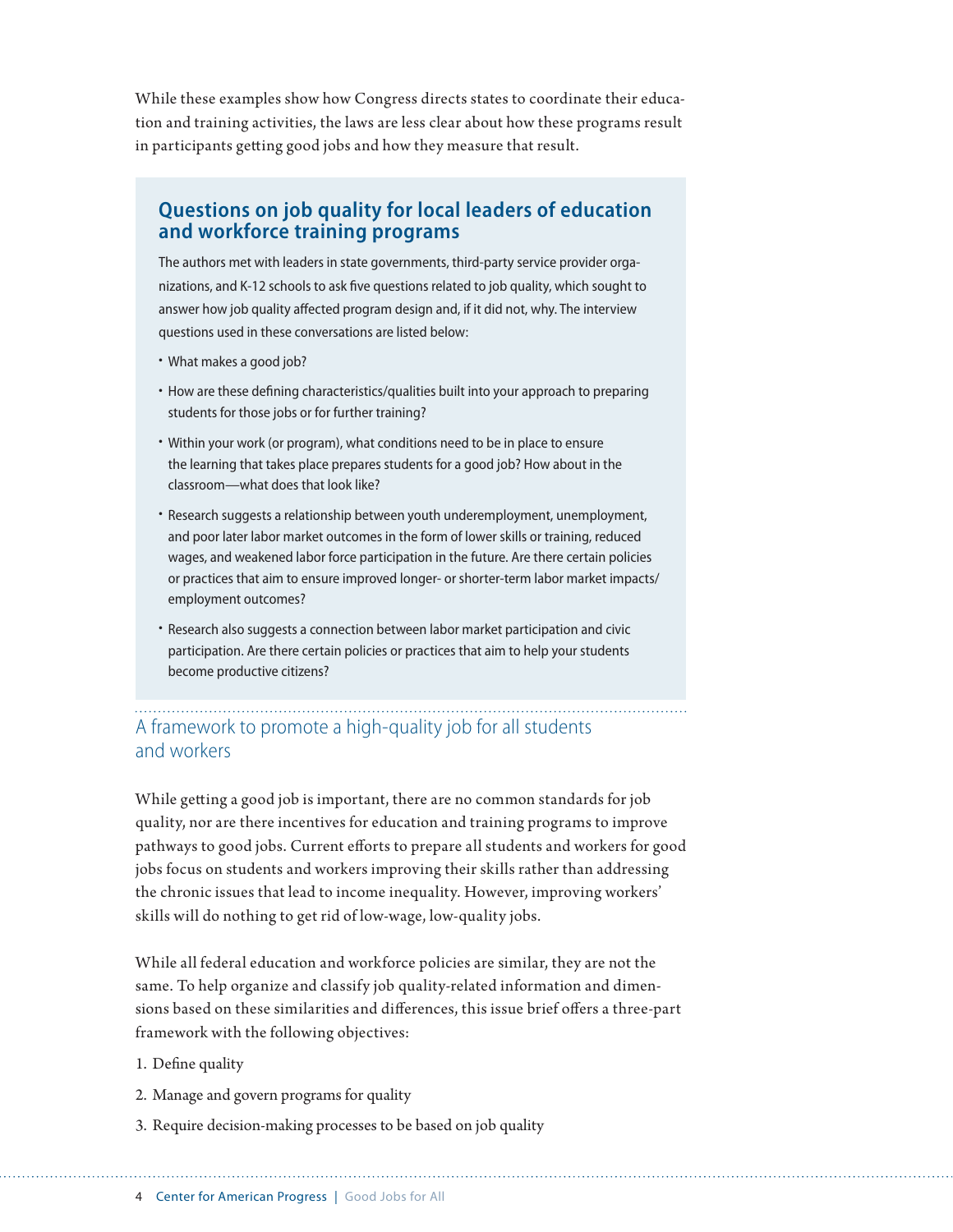While these examples show how Congress directs states to coordinate their education and training activities, the laws are less clear about how these programs result in participants getting good jobs and how they measure that result.

### Questions on job quality for local leaders of education and workforce training programs

The authors met with leaders in state governments, third-party service provider organizations, and K-12 schools to ask five questions related to job quality, which sought to answer how job quality affected program design and, if it did not, why. The interview questions used in these conversations are listed below:

- What makes a good job?
- How are these defining characteristics/qualities built into your approach to preparing students for those jobs or for further training?
- Within your work (or program), what conditions need to be in place to ensure the learning that takes place prepares students for a good job? How about in the classroom—what does that look like?
- Research suggests a relationship between youth underemployment, unemployment, and poor later labor market outcomes in the form of lower skills or training, reduced wages, and weakened labor force participation in the future. Are there certain policies or practices that aim to ensure improved longer- or shorter-term labor market impacts/employment outcomes?
- Research also suggests a connection between labor market participation and civic participation. Are there certain policies or practices that aim to help your students become productive citizens?

## A framework to promote a high-quality job for all students and workers

While getting a good job is important, there are no common standards for job quality, nor are there incentives for education and training programs to improve pathways to good jobs. Current efforts to prepare all students and workers for good jobs focus on students and workers improving their skills rather than addressing the chronic issues that lead to income inequality. However, improving workers' skills will do nothing to get rid of low-wage, low-quality jobs.

While all federal education and workforce policies are similar, they are not the same. To help organize and classify job quality-related information and dimensions based on these similarities and differences, this issue brief offers a three-part framework with the following objectives:

1. Define quality
2. Manage and govern programs for quality
3. Require decision-making processes to be based on job quality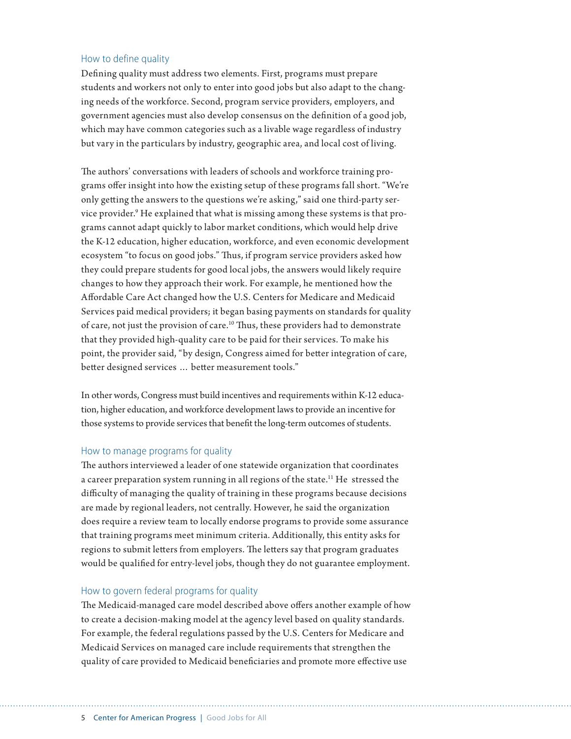## How to define quality

Defining quality must address two elements. First, programs must prepare students and workers not only to enter into good jobs but also adapt to the changing needs of the workforce. Second, program service providers, employers, and government agencies must also develop consensus on the definition of a good job, which may have common categories such as a livable wage regardless of industry but vary in the particulars by industry, geographic area, and local cost of living.

The authors' conversations with leaders of schools and workforce training programs offer insight into how the existing setup of these programs fall short. "We're only getting the answers to the questions we're asking," said one third-party service provider.[9] He explained that what is missing among these systems is that programs cannot adapt quickly to labor market conditions, which would help drive the K-12 education, higher education, workforce, and even economic development ecosystem "to focus on good jobs." Thus, if program service providers asked how they could prepare students for good local jobs, the answers would likely require changes to how they approach their work. For example, he mentioned how the Affordable Care Act changed how the U.S. Centers for Medicare and Medicaid Services paid medical providers; it began basing payments on standards for quality of care, not just the provision of care.[10] Thus, these providers had to demonstrate that they provided high-quality care to be paid for their services. To make his point, the provider said, "by design, Congress aimed for better integration of care, better designed services … better measurement tools."

In other words, Congress must build incentives and requirements within K-12 education, higher education, and workforce development laws to provide an incentive for those systems to provide services that benefit the long-term outcomes of students.

## How to manage programs for quality

The authors interviewed a leader of one statewide organization that coordinates a career preparation system running in all regions of the state.[11] He stressed the difficulty of managing the quality of training in these programs because decisions are made by regional leaders, not centrally. However, he said the organization does require a review team to locally endorse programs to provide some assurance that training programs meet minimum criteria. Additionally, this entity asks for regions to submit letters from employers. The letters say that program graduates would be qualified for entry-level jobs, though they do not guarantee employment.

## How to govern federal programs for quality

The Medicaid-managed care model described above offers another example of how to create a decision-making model at the agency level based on quality standards. For example, the federal regulations passed by the U.S. Centers for Medicare and Medicaid Services on managed care include requirements that strengthen the quality of care provided to Medicaid beneficiaries and promote more effective use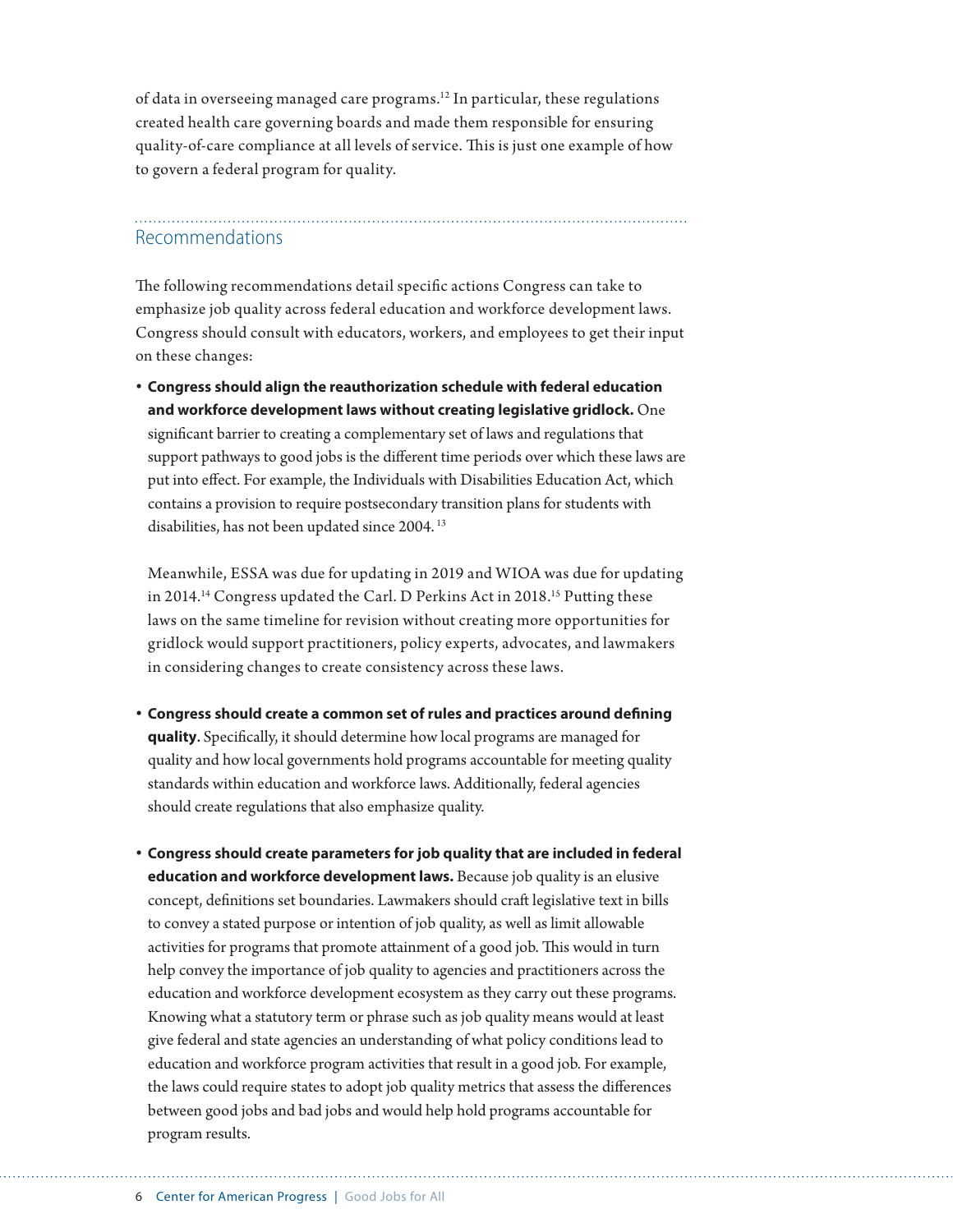of data in overseeing managed care programs.[12] In particular, these regulations created health care governing boards and made them responsible for ensuring quality-of-care compliance at all levels of service. This is just one example of how to govern a federal program for quality.

## Recommendations

The following recommendations detail specific actions Congress can take to emphasize job quality across federal education and workforce development laws. Congress should consult with educators, workers, and employees to get their input on these changes:

- **Congress should align the reauthorization schedule with federal education and workforce development laws without creating legislative gridlock.** One significant barrier to creating a complementary set of laws and regulations that support pathways to good jobs is the different time periods over which these laws are put into effect. For example, the Individuals with Disabilities Education Act, which contains a provision to require postsecondary transition plans for students with disabilities, has not been updated since 2004.[13]

  Meanwhile, ESSA was due for updating in 2019 and WIOA was due for updating in 2014.[14] Congress updated the Carl. D Perkins Act in 2018.[15] Putting these laws on the same timeline for revision without creating more opportunities for gridlock would support practitioners, policy experts, advocates, and lawmakers in considering changes to create consistency across these laws.

- **Congress should create a common set of rules and practices around defining quality.** Specifically, it should determine how local programs are managed for quality and how local governments hold programs accountable for meeting quality standards within education and workforce laws. Additionally, federal agencies should create regulations that also emphasize quality.

- **Congress should create parameters for job quality that are included in federal education and workforce development laws.** Because job quality is an elusive concept, definitions set boundaries. Lawmakers should craft legislative text in bills to convey a stated purpose or intention of job quality, as well as limit allowable activities for programs that promote attainment of a good job. This would in turn help convey the importance of job quality to agencies and practitioners across the education and workforce development ecosystem as they carry out these programs. Knowing what a statutory term or phrase such as job quality means would at least give federal and state agencies an understanding of what policy conditions lead to education and workforce program activities that result in a good job. For example, the laws could require states to adopt job quality metrics that assess the differences between good jobs and bad jobs and would help hold programs accountable for program results.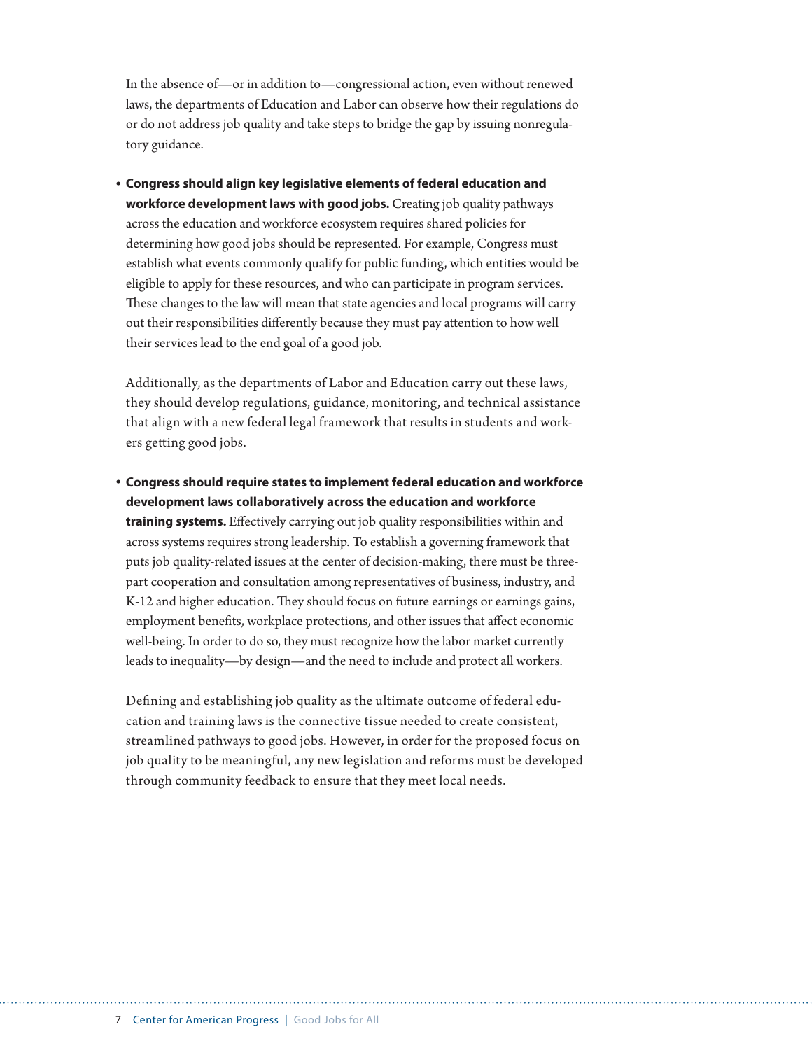In the absence of—or in addition to—congressional action, even without renewed laws, the departments of Education and Labor can observe how their regulations do or do not address job quality and take steps to bridge the gap by issuing nonregulatory guidance.

- **Congress should align key legislative elements of federal education and workforce development laws with good jobs.** Creating job quality pathways across the education and workforce ecosystem requires shared policies for determining how good jobs should be represented. For example, Congress must establish what events commonly qualify for public funding, which entities would be eligible to apply for these resources, and who can participate in program services. These changes to the law will mean that state agencies and local programs will carry out their responsibilities differently because they must pay attention to how well their services lead to the end goal of a good job.

  Additionally, as the departments of Labor and Education carry out these laws, they should develop regulations, guidance, monitoring, and technical assistance that align with a new federal legal framework that results in students and workers getting good jobs.

- **Congress should require states to implement federal education and workforce development laws collaboratively across the education and workforce training systems.** Effectively carrying out job quality responsibilities within and across systems requires strong leadership. To establish a governing framework that puts job quality-related issues at the center of decision-making, there must be three-part cooperation and consultation among representatives of business, industry, and K-12 and higher education. They should focus on future earnings or earnings gains, employment benefits, workplace protections, and other issues that affect economic well-being. In order to do so, they must recognize how the labor market currently leads to inequality—by design—and the need to include and protect all workers.

  Defining and establishing job quality as the ultimate outcome of federal education and training laws is the connective tissue needed to create consistent, streamlined pathways to good jobs. However, in order for the proposed focus on job quality to be meaningful, any new legislation and reforms must be developed through community feedback to ensure that they meet local needs.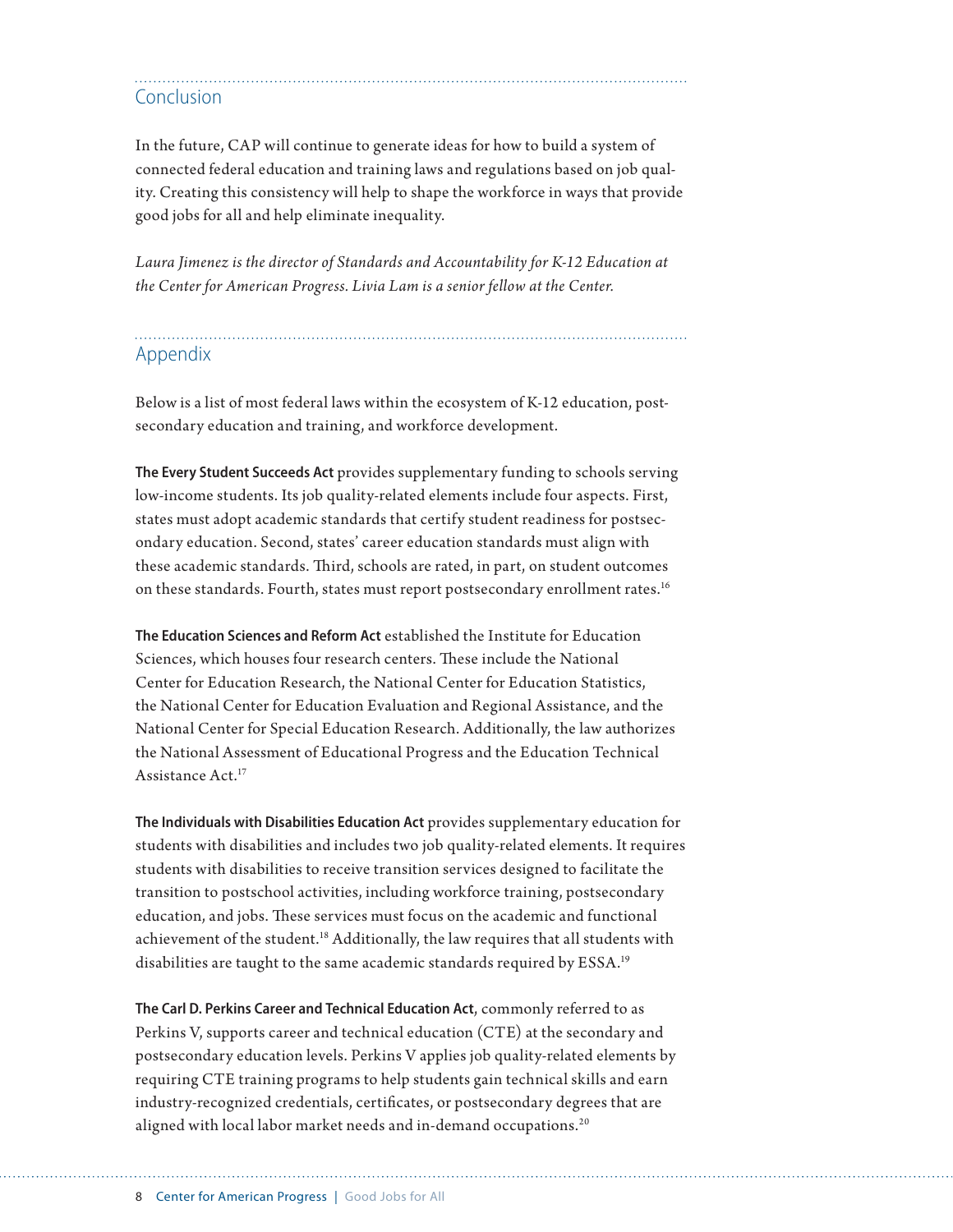## Conclusion

In the future, CAP will continue to generate ideas for how to build a system of connected federal education and training laws and regulations based on job quality. Creating this consistency will help to shape the workforce in ways that provide good jobs for all and help eliminate inequality.

*Laura Jimenez is the director of Standards and Accountability for K-12 Education at the Center for American Progress. Livia Lam is a senior fellow at the Center.*

## Appendix

Below is a list of most federal laws within the ecosystem of K-12 education, postsecondary education and training, and workforce development.

**The Every Student Succeeds Act** provides supplementary funding to schools serving low-income students. Its job quality-related elements include four aspects. First, states must adopt academic standards that certify student readiness for postsecondary education. Second, states' career education standards must align with these academic standards. Third, schools are rated, in part, on student outcomes on these standards. Fourth, states must report postsecondary enrollment rates.[16]

**The Education Sciences and Reform Act** established the Institute for Education Sciences, which houses four research centers. These include the National Center for Education Research, the National Center for Education Statistics, the National Center for Education Evaluation and Regional Assistance, and the National Center for Special Education Research. Additionally, the law authorizes the National Assessment of Educational Progress and the Education Technical Assistance Act.[17]

**The Individuals with Disabilities Education Act** provides supplementary education for students with disabilities and includes two job quality-related elements. It requires students with disabilities to receive transition services designed to facilitate the transition to postschool activities, including workforce training, postsecondary education, and jobs. These services must focus on the academic and functional achievement of the student.[18] Additionally, the law requires that all students with disabilities are taught to the same academic standards required by ESSA.[19]

**The Carl D. Perkins Career and Technical Education Act**, commonly referred to as Perkins V, supports career and technical education (CTE) at the secondary and postsecondary education levels. Perkins V applies job quality-related elements by requiring CTE training programs to help students gain technical skills and earn industry-recognized credentials, certificates, or postsecondary degrees that are aligned with local labor market needs and in-demand occupations.[20]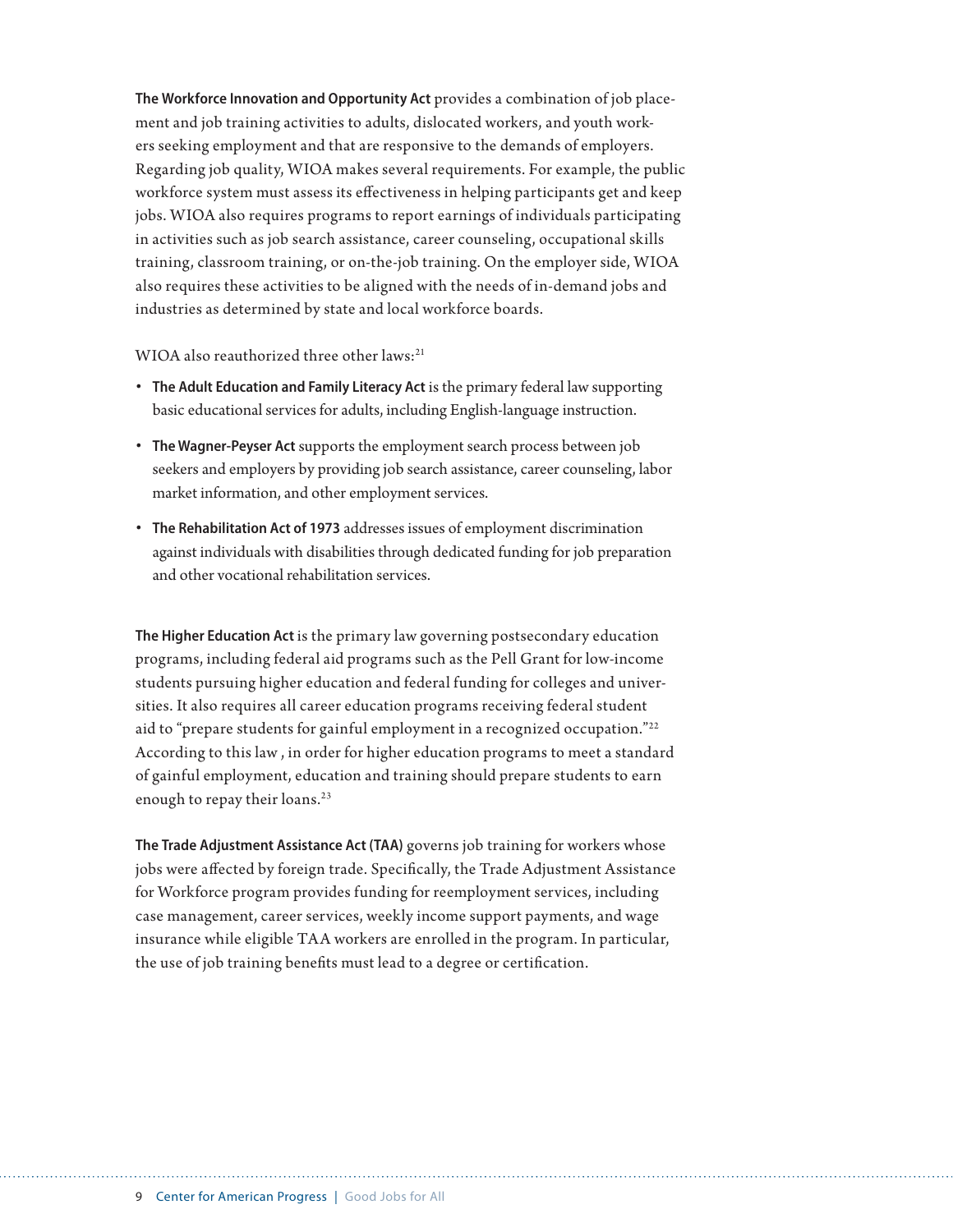**The Workforce Innovation and Opportunity Act** provides a combination of job placement and job training activities to adults, dislocated workers, and youth workers seeking employment and that are responsive to the demands of employers. Regarding job quality, WIOA makes several requirements. For example, the public workforce system must assess its effectiveness in helping participants get and keep jobs. WIOA also requires programs to report earnings of individuals participating in activities such as job search assistance, career counseling, occupational skills training, classroom training, or on-the-job training. On the employer side, WIOA also requires these activities to be aligned with the needs of in-demand jobs and industries as determined by state and local workforce boards.

WIOA also reauthorized three other laws:[21]

- **The Adult Education and Family Literacy Act** is the primary federal law supporting basic educational services for adults, including English-language instruction.
- **The Wagner-Peyser Act** supports the employment search process between job seekers and employers by providing job search assistance, career counseling, labor market information, and other employment services.
- **The Rehabilitation Act of 1973** addresses issues of employment discrimination against individuals with disabilities through dedicated funding for job preparation and other vocational rehabilitation services.

**The Higher Education Act** is the primary law governing postsecondary education programs, including federal aid programs such as the Pell Grant for low-income students pursuing higher education and federal funding for colleges and universities. It also requires all career education programs receiving federal student aid to "prepare students for gainful employment in a recognized occupation."[22] According to this law , in order for higher education programs to meet a standard of gainful employment, education and training should prepare students to earn enough to repay their loans.[23]

**The Trade Adjustment Assistance Act (TAA)** governs job training for workers whose jobs were affected by foreign trade. Specifically, the Trade Adjustment Assistance for Workforce program provides funding for reemployment services, including case management, career services, weekly income support payments, and wage insurance while eligible TAA workers are enrolled in the program. In particular, the use of job training benefits must lead to a degree or certification.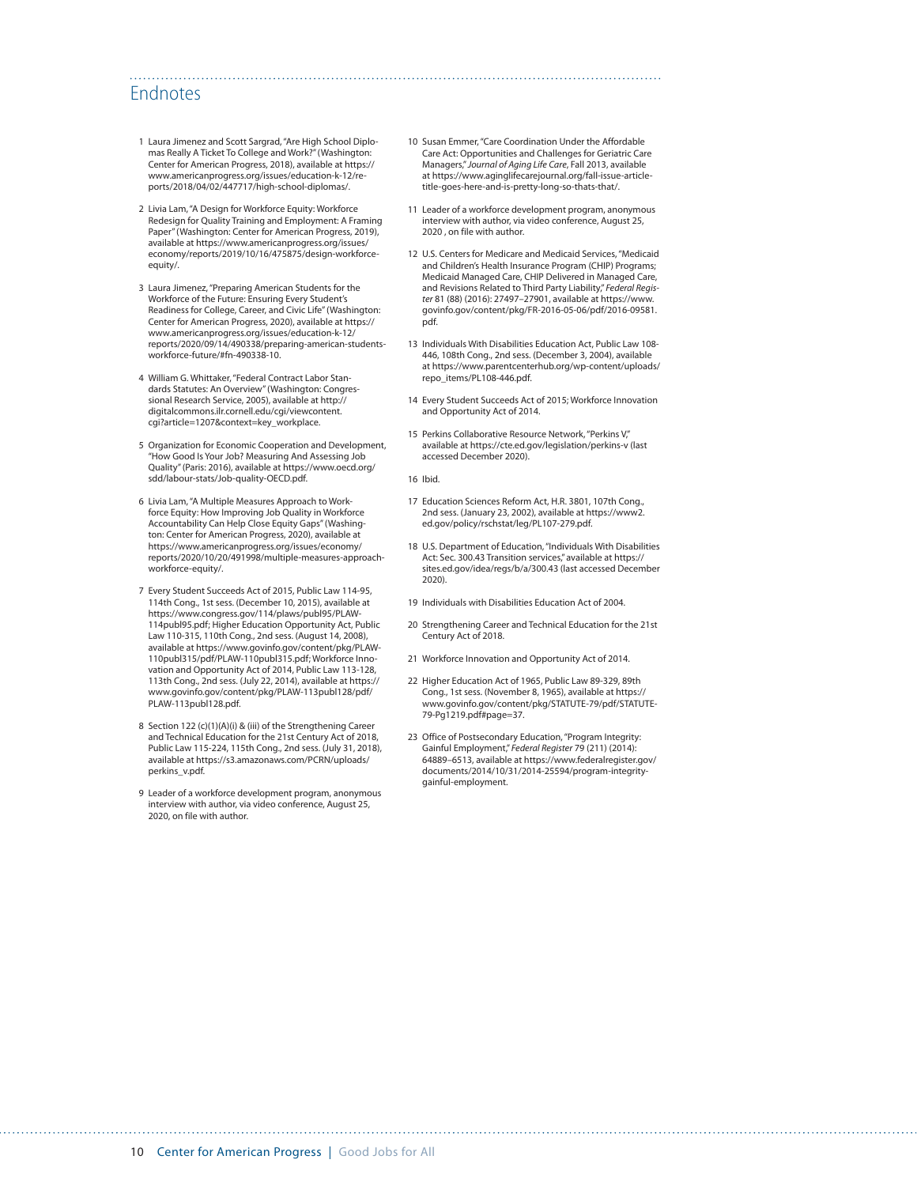## Endnotes

1. Laura Jimenez and Scott Sargrad, "Are High School Diplomas Really A Ticket To College and Work?" (Washington: Center for American Progress, 2018), available at https://www.americanprogress.org/issues/education-k-12/reports/2018/04/02/447717/high-school-diplomas/.

2. Livia Lam, "A Design for Workforce Equity: Workforce Redesign for Quality Training and Employment: A Framing Paper" (Washington: Center for American Progress, 2019), available at https://www.americanprogress.org/issues/economy/reports/2019/10/16/475875/design-workforce-equity/.

3. Laura Jimenez, "Preparing American Students for the Workforce of the Future: Ensuring Every Student's Readiness for College, Career, and Civic Life" (Washington: Center for American Progress, 2020), available at https://www.americanprogress.org/issues/education-k-12/reports/2020/09/14/490338/preparing-american-students-workforce-future/#fn-490338-10.

4. William G. Whittaker, "Federal Contract Labor Standards Statutes: An Overview" (Washington: Congressional Research Service, 2005), available at http://digitalcommons.ilr.cornell.edu/cgi/viewcontent.cgi?article=1207&context=key_workplace.

5. Organization for Economic Cooperation and Development, "How Good Is Your Job? Measuring And Assessing Job Quality" (Paris: 2016), available at https://www.oecd.org/sdd/labour-stats/Job-quality-OECD.pdf.

6. Livia Lam, "A Multiple Measures Approach to Workforce Equity: How Improving Job Quality in Workforce Accountability Can Help Close Equity Gaps" (Washington: Center for American Progress, 2020), available at https://www.americanprogress.org/issues/economy/reports/2020/10/20/491998/multiple-measures-approach-workforce-equity/.

7. Every Student Succeeds Act of 2015, Public Law 114-95, 114th Cong., 1st sess. (December 10, 2015), available at https://www.congress.gov/114/plaws/publ95/PLAW-114publ95.pdf; Higher Education Opportunity Act, Public Law 110-315, 110th Cong., 2nd sess. (August 14, 2008), available at https://www.govinfo.gov/content/pkg/PLAW-110publ315/pdf/PLAW-110publ315.pdf; Workforce Innovation and Opportunity Act of 2014, Public Law 113-128, 113th Cong., 2nd sess. (July 22, 2014), available at https://www.govinfo.gov/content/pkg/PLAW-113publ128/pdf/PLAW-113publ128.pdf.

8. Section 122 (c)(1)(A)(i) & (iii) of the Strengthening Career and Technical Education for the 21st Century Act of 2018, Public Law 115-224, 115th Cong., 2nd sess. (July 31, 2018), available at https://s3.amazonaws.com/PCRN/uploads/perkins_v.pdf.

9. Leader of a workforce development program, anonymous interview with author, via video conference, August 25, 2020, on file with author.

10. Susan Emmer, "Care Coordination Under the Affordable Care Act: Opportunities and Challenges for Geriatric Care Managers," *Journal of Aging Life Care*, Fall 2013, available at https://www.aginglifecarejournal.org/fall-issue-article-title-goes-here-and-is-pretty-long-so-thats-that/.

11. Leader of a workforce development program, anonymous interview with author, via video conference, August 25, 2020 , on file with author.

12. U.S. Centers for Medicare and Medicaid Services, "Medicaid and Children's Health Insurance Program (CHIP) Programs; Medicaid Managed Care, CHIP Delivered in Managed Care, and Revisions Related to Third Party Liability," *Federal Register* 81 (88) (2016): 27497–27901, available at https://www.govinfo.gov/content/pkg/FR-2016-05-06/pdf/2016-09581.pdf.

13. Individuals With Disabilities Education Act, Public Law 108-446, 108th Cong., 2nd sess. (December 3, 2004), available at https://www.parentcenterhub.org/wp-content/uploads/repo_items/PL108-446.pdf.

14. Every Student Succeeds Act of 2015; Workforce Innovation and Opportunity Act of 2014.

15. Perkins Collaborative Resource Network, "Perkins V," available at https://cte.ed.gov/legislation/perkins-v (last accessed December 2020).

16. Ibid.

17. Education Sciences Reform Act, H.R. 3801, 107th Cong., 2nd sess. (January 23, 2002), available at https://www2.ed.gov/policy/rschstat/leg/PL107-279.pdf.

18. U.S. Department of Education, "Individuals With Disabilities Act: Sec. 300.43 Transition services," available at https://sites.ed.gov/idea/regs/b/a/300.43 (last accessed December 2020).

19. Individuals with Disabilities Education Act of 2004.

20. Strengthening Career and Technical Education for the 21st Century Act of 2018.

21. Workforce Innovation and Opportunity Act of 2014.

22. Higher Education Act of 1965, Public Law 89-329, 89th Cong., 1st sess. (November 8, 1965), available at https://www.govinfo.gov/content/pkg/STATUTE-79/pdf/STATUTE-79-Pg1219.pdf#page=37.

23. Office of Postsecondary Education, "Program Integrity: Gainful Employment," *Federal Register* 79 (211) (2014): 64889–6513, available at https://www.federalregister.gov/documents/2014/10/31/2014-25594/program-integrity-gainful-employment.